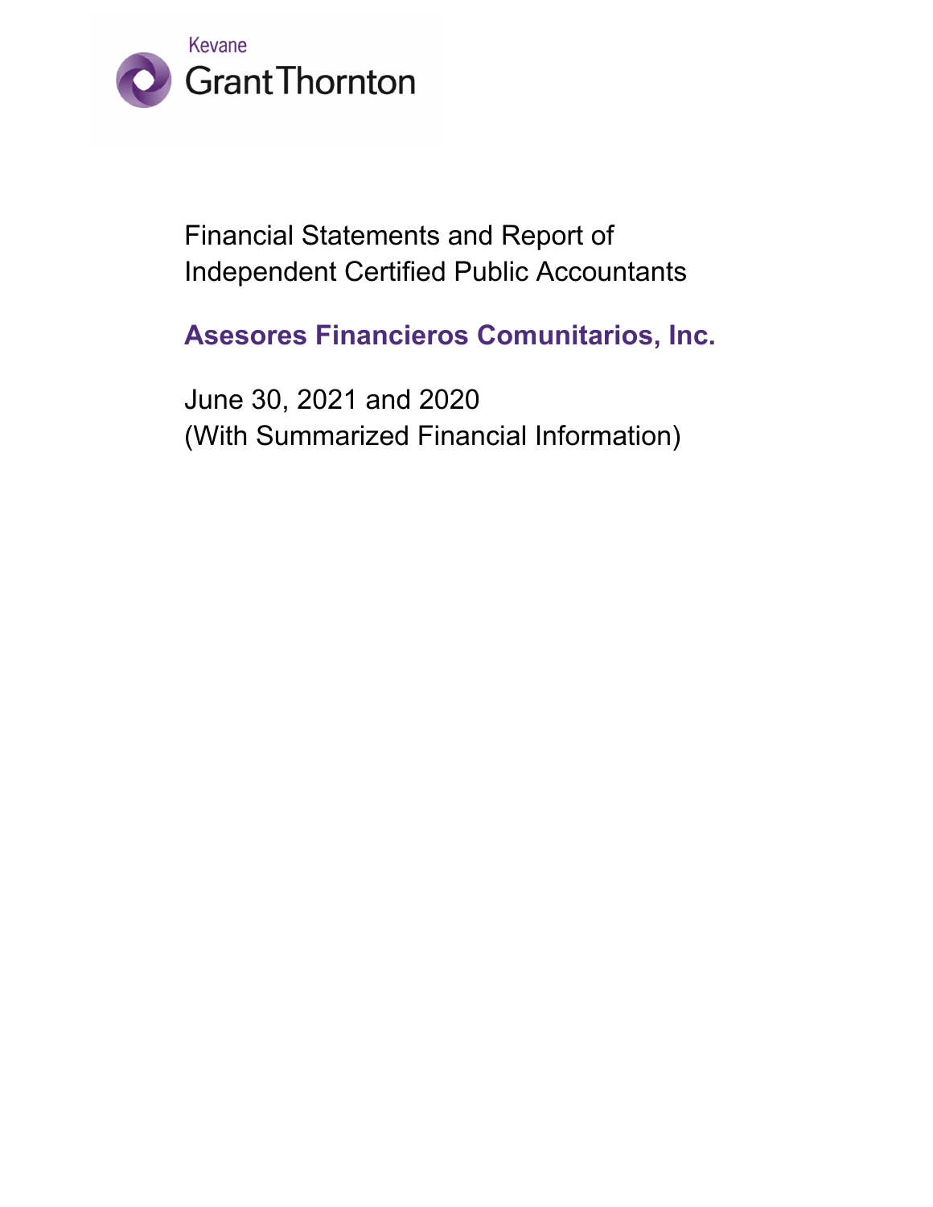Kevane

Grant Thornton

Financial Statements and Report of
Independent Certified Public Accountants

# Asesores Financieros Comunitarios, Inc.

June 30, 2021 and 2020
(With Summarized Financial Information)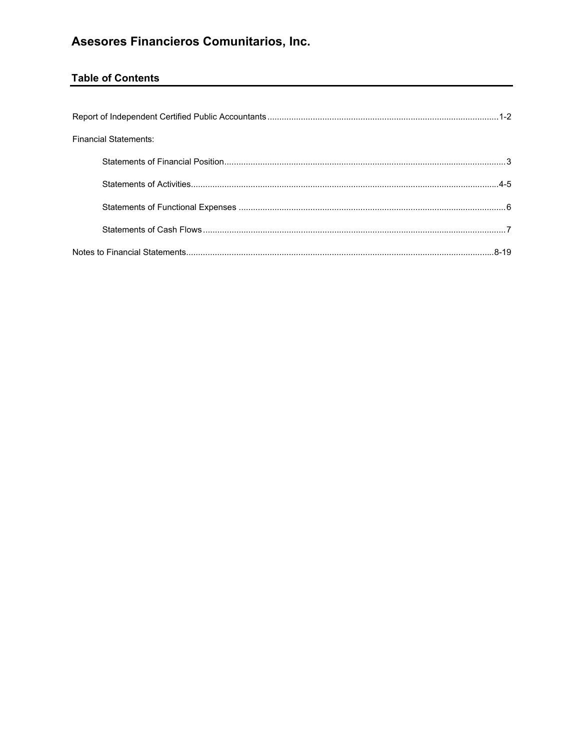# Asesores Financieros Comunitarios, Inc.

## Table of Contents

Report of Independent Certified Public Accountants .......... 1-2

Financial Statements:

- Statements of Financial Position .......... 3
- Statements of Activities .......... 4-5
- Statements of Functional Expenses .......... 6
- Statements of Cash Flows .......... 7

Notes to Financial Statements .......... 8-19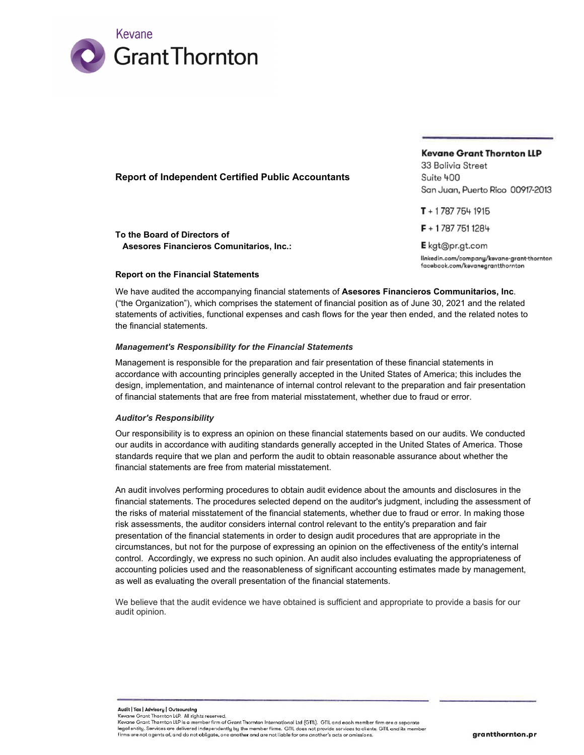Kevane Grant Thornton

**Kevane Grant Thornton LLP**
33 Bolivia Street
Suite 400
San Juan, Puerto Rico 00917-2013

T + 1 787 754 1915

F + 1 787 751 1284

E kgt@pr.gt.com

linkedin.com/company/kevane-grant-thornton
facebook.com/kevanegrantthornton

## Report of Independent Certified Public Accountants

**To the Board of Directors of**
**Asesores Financieros Comunitarios, Inc.:**

### Report on the Financial Statements

We have audited the accompanying financial statements of **Asesores Financieros Communitarios, Inc**. ("the Organization"), which comprises the statement of financial position as of June 30, 2021 and the related statements of activities, functional expenses and cash flows for the year then ended, and the related notes to the financial statements.

#### *Management's Responsibility for the Financial Statements*

Management is responsible for the preparation and fair presentation of these financial statements in accordance with accounting principles generally accepted in the United States of America; this includes the design, implementation, and maintenance of internal control relevant to the preparation and fair presentation of financial statements that are free from material misstatement, whether due to fraud or error.

#### *Auditor's Responsibility*

Our responsibility is to express an opinion on these financial statements based on our audits. We conducted our audits in accordance with auditing standards generally accepted in the United States of America. Those standards require that we plan and perform the audit to obtain reasonable assurance about whether the financial statements are free from material misstatement.

An audit involves performing procedures to obtain audit evidence about the amounts and disclosures in the financial statements. The procedures selected depend on the auditor's judgment, including the assessment of the risks of material misstatement of the financial statements, whether due to fraud or error. In making those risk assessments, the auditor considers internal control relevant to the entity's preparation and fair presentation of the financial statements in order to design audit procedures that are appropriate in the circumstances, but not for the purpose of expressing an opinion on the effectiveness of the entity's internal control. Accordingly, we express no such opinion. An audit also includes evaluating the appropriateness of accounting policies used and the reasonableness of significant accounting estimates made by management, as well as evaluating the overall presentation of the financial statements.

We believe that the audit evidence we have obtained is sufficient and appropriate to provide a basis for our audit opinion.

Audit | Tax | Advisory | Outsourcing
Kevane Grant Thornton LLP. All rights reserved.
Kevane Grant Thornton LLP is a member firm of Grant Thornton International Ltd (GTIL). GTIL and each member firm are a separate legal entity. Services are delivered independently by the member firms. GTIL does not provide services to clients. GTIL and its member firms are not agents of, and do not obligate, one another and are not liable for one another's acts or omissions.

grantthornton.pr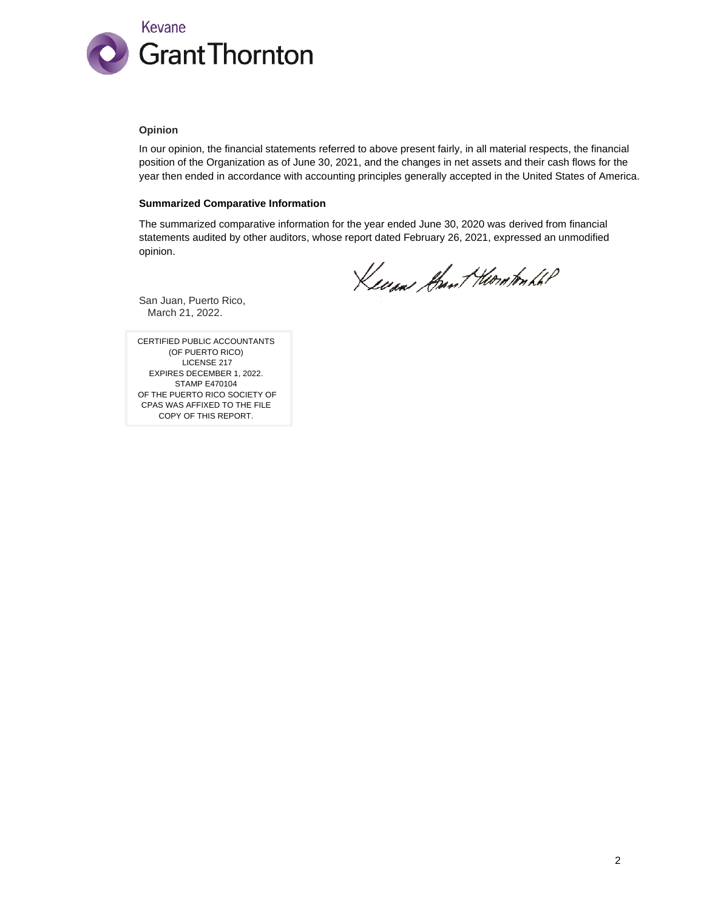### Opinion

In our opinion, the financial statements referred to above present fairly, in all material respects, the financial position of the Organization as of June 30, 2021, and the changes in net assets and their cash flows for the year then ended in accordance with accounting principles generally accepted in the United States of America.

### Summarized Comparative Information

The summarized comparative information for the year ended June 30, 2020 was derived from financial statements audited by other auditors, whose report dated February 26, 2021, expressed an unmodified opinion.

Kevane Grant Thornton LLP

San Juan, Puerto Rico,
March 21, 2022.

CERTIFIED PUBLIC ACCOUNTANTS
(OF PUERTO RICO)
LICENSE 217
EXPIRES DECEMBER 1, 2022.
STAMP E470104
OF THE PUERTO RICO SOCIETY OF
CPAS WAS AFFIXED TO THE FILE
COPY OF THIS REPORT.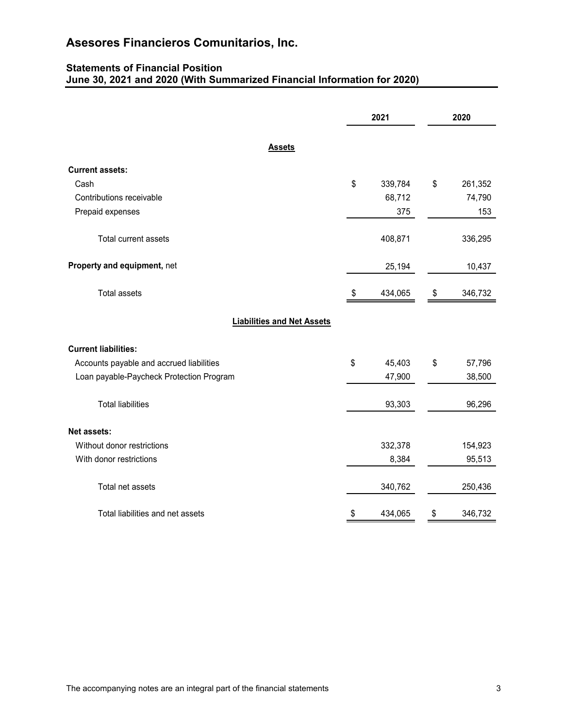# Asesores Financieros Comunitarios, Inc.

## Statements of Financial Position
## June 30, 2021 and 2020 (With Summarized Financial Information for 2020)

| | 2021 | 2020 |
|---|---|---|
| **Assets** | | |
| **Current assets:** | | |
| Cash | $ 339,784 | $ 261,352 |
| Contributions receivable | 68,712 | 74,790 |
| Prepaid expenses | 375 | 153 |
| Total current assets | 408,871 | 336,295 |
| **Property and equipment,** net | 25,194 | 10,437 |
| Total assets | $ 434,065 | $ 346,732 |
| **Liabilities and Net Assets** | | |
| **Current liabilities:** | | |
| Accounts payable and accrued liabilities | $ 45,403 | $ 57,796 |
| Loan payable-Paycheck Protection Program | 47,900 | 38,500 |
| Total liabilities | 93,303 | 96,296 |
| **Net assets:** | | |
| Without donor restrictions | 332,378 | 154,923 |
| With donor restrictions | 8,384 | 95,513 |
| Total net assets | 340,762 | 250,436 |
| Total liabilities and net assets | $ 434,065 | $ 346,732 |

The accompanying notes are an integral part of the financial statements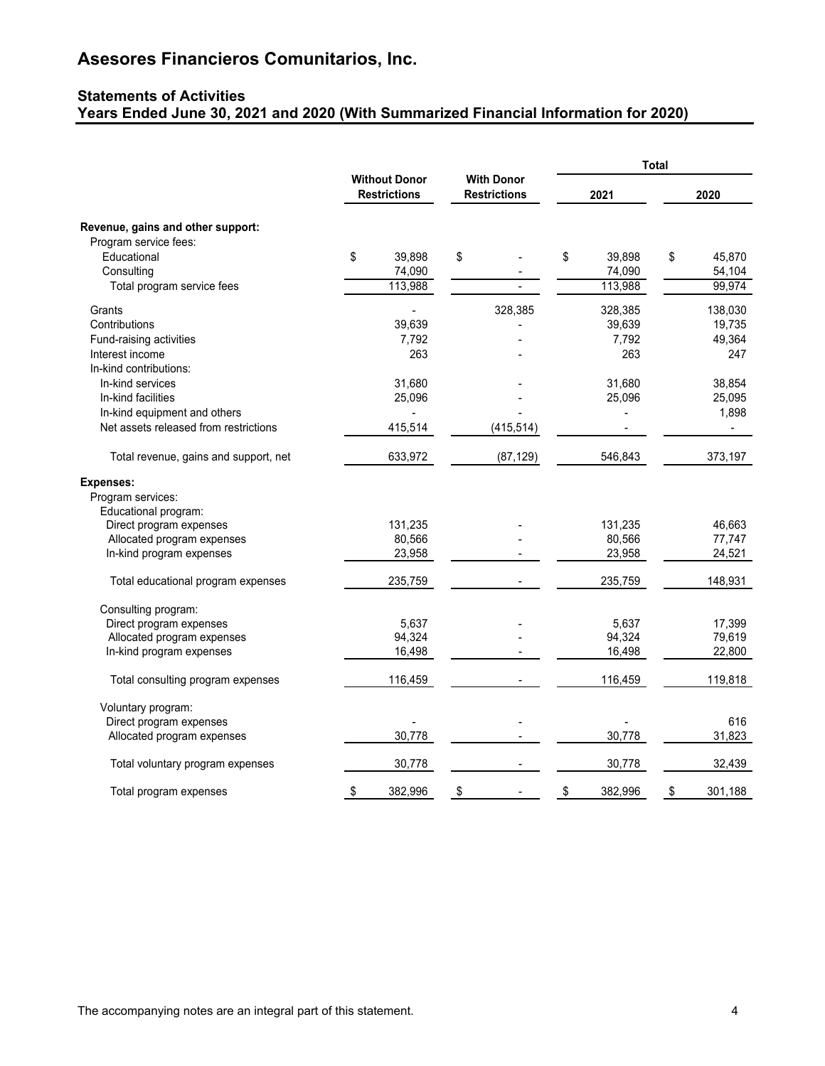# Asesores Financieros Comunitarios, Inc.

## Statements of Activities
## Years Ended June 30, 2021 and 2020 (With Summarized Financial Information for 2020)

| | Without Donor Restrictions | With Donor Restrictions | Total 2021 | Total 2020 |
|---|---|---|---|---|
| **Revenue, gains and other support:** | | | | |
| Program service fees: | | | | |
| Educational | $ 39,898 | $ - | $ 39,898 | $ 45,870 |
| Consulting | 74,090 | - | 74,090 | 54,104 |
| Total program service fees | 113,988 | - | 113,988 | 99,974 |
| Grants | - | 328,385 | 328,385 | 138,030 |
| Contributions | 39,639 | - | 39,639 | 19,735 |
| Fund-raising activities | 7,792 | - | 7,792 | 49,364 |
| Interest income | 263 | - | 263 | 247 |
| In-kind contributions: | | | | |
| In-kind services | 31,680 | - | 31,680 | 38,854 |
| In-kind facilities | 25,096 | - | 25,096 | 25,095 |
| In-kind equipment and others | - | - | - | 1,898 |
| Net assets released from restrictions | 415,514 | (415,514) | - | - |
| Total revenue, gains and support, net | 633,972 | (87,129) | 546,843 | 373,197 |
| **Expenses:** | | | | |
| Program services: | | | | |
| Educational program: | | | | |
| Direct program expenses | 131,235 | - | 131,235 | 46,663 |
| Allocated program expenses | 80,566 | - | 80,566 | 77,747 |
| In-kind program expenses | 23,958 | - | 23,958 | 24,521 |
| Total educational program expenses | 235,759 | - | 235,759 | 148,931 |
| Consulting program: | | | | |
| Direct program expenses | 5,637 | - | 5,637 | 17,399 |
| Allocated program expenses | 94,324 | - | 94,324 | 79,619 |
| In-kind program expenses | 16,498 | - | 16,498 | 22,800 |
| Total consulting program expenses | 116,459 | - | 116,459 | 119,818 |
| Voluntary program: | | | | |
| Direct program expenses | - | - | - | 616 |
| Allocated program expenses | 30,778 | - | 30,778 | 31,823 |
| Total voluntary program expenses | 30,778 | - | 30,778 | 32,439 |
| Total program expenses | $ 382,996 | $ - | $ 382,996 | $ 301,188 |

The accompanying notes are an integral part of this statement.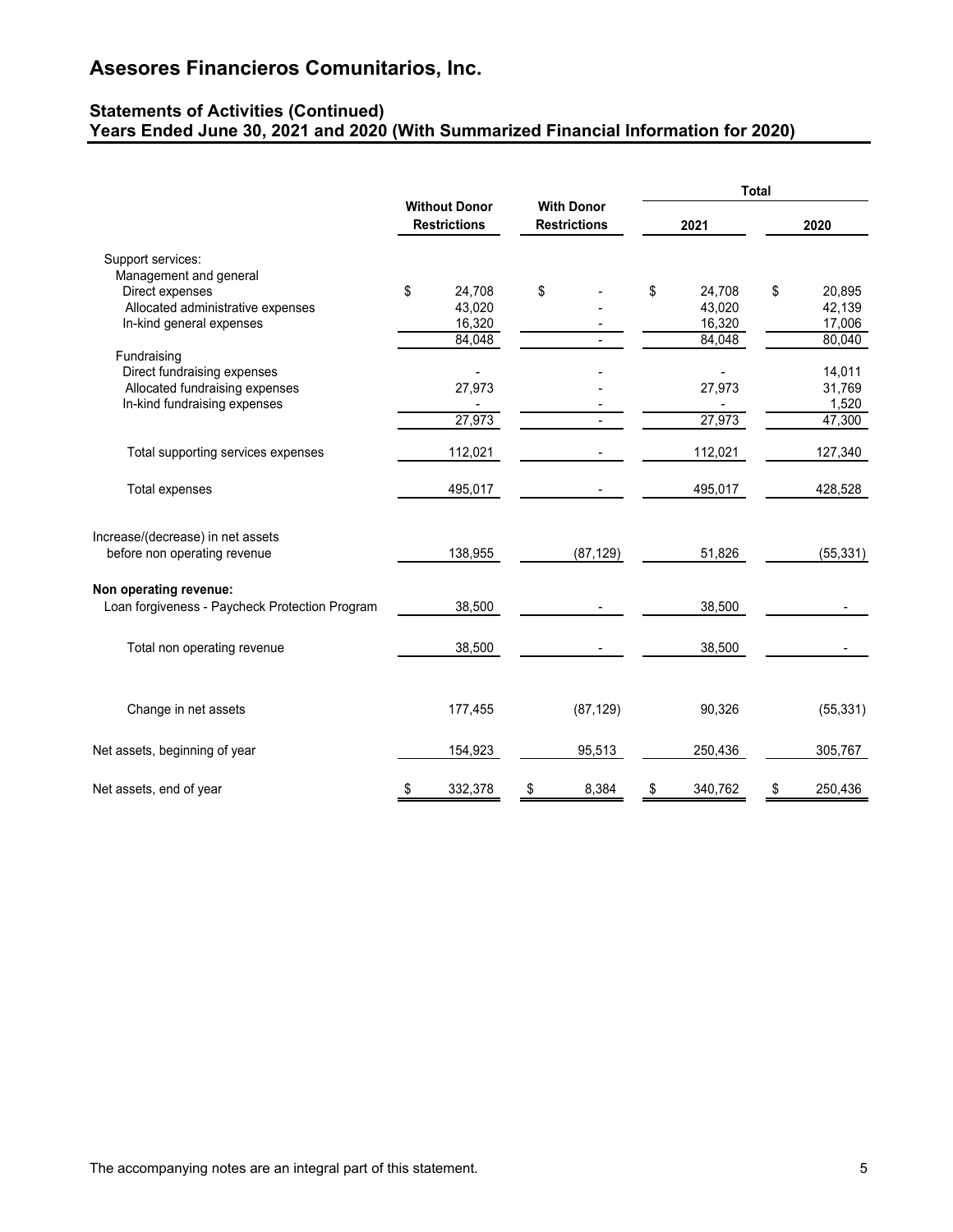# Asesores Financieros Comunitarios, Inc.

## Statements of Activities (Continued)
## Years Ended June 30, 2021 and 2020 (With Summarized Financial Information for 2020)

| | Without Donor Restrictions | With Donor Restrictions | Total 2021 | Total 2020 |
|---|---|---|---|---|
| Support services: | | | | |
| Management and general | | | | |
| Direct expenses | $ 24,708 | $ - | $ 24,708 | $ 20,895 |
| Allocated administrative expenses | 43,020 | - | 43,020 | 42,139 |
| In-kind general expenses | 16,320 | - | 16,320 | 17,006 |
| | 84,048 | - | 84,048 | 80,040 |
| Fundraising | | | | |
| Direct fundraising expenses | - | - | - | 14,011 |
| Allocated fundraising expenses | 27,973 | - | 27,973 | 31,769 |
| In-kind fundraising expenses | - | - | - | 1,520 |
| | 27,973 | - | 27,973 | 47,300 |
| Total supporting services expenses | 112,021 | - | 112,021 | 127,340 |
| Total expenses | 495,017 | - | 495,017 | 428,528 |
| Increase/(decrease) in net assets before non operating revenue | 138,955 | (87,129) | 51,826 | (55,331) |
| **Non operating revenue:** | | | | |
| Loan forgiveness - Paycheck Protection Program | 38,500 | - | 38,500 | - |
| Total non operating revenue | 38,500 | - | 38,500 | - |
| Change in net assets | 177,455 | (87,129) | 90,326 | (55,331) |
| Net assets, beginning of year | 154,923 | 95,513 | 250,436 | 305,767 |
| Net assets, end of year | $ 332,378 | $ 8,384 | $ 340,762 | $ 250,436 |

The accompanying notes are an integral part of this statement.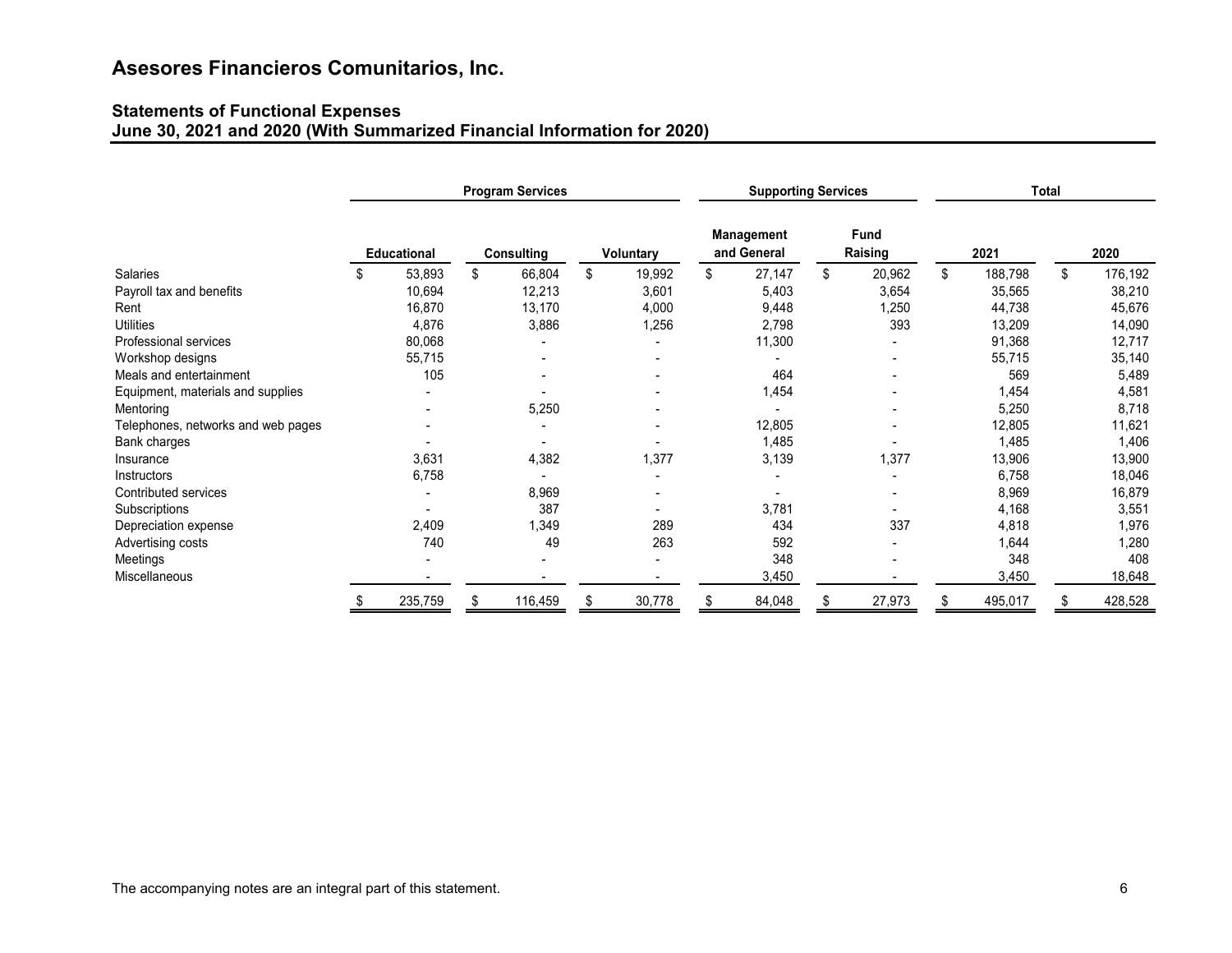# Asesores Financieros Comunitarios, Inc.

## Statements of Functional Expenses
## June 30, 2021 and 2020 (With Summarized Financial Information for 2020)

| | Program Services | | | Supporting Services | | Total | |
|---|---|---|---|---|---|---|---|
| | Educational | Consulting | Voluntary | Management and General | Fund Raising | 2021 | 2020 |
| Salaries | $ 53,893 | $ 66,804 | $ 19,992 | $ 27,147 | $ 20,962 | $ 188,798 | $ 176,192 |
| Payroll tax and benefits | 10,694 | 12,213 | 3,601 | 5,403 | 3,654 | 35,565 | 38,210 |
| Rent | 16,870 | 13,170 | 4,000 | 9,448 | 1,250 | 44,738 | 45,676 |
| Utilities | 4,876 | 3,886 | 1,256 | 2,798 | 393 | 13,209 | 14,090 |
| Professional services | 80,068 | - | - | 11,300 | - | 91,368 | 12,717 |
| Workshop designs | 55,715 | - | - | - | - | 55,715 | 35,140 |
| Meals and entertainment | 105 | - | - | 464 | - | 569 | 5,489 |
| Equipment, materials and supplies | - | - | - | 1,454 | - | 1,454 | 4,581 |
| Mentoring | - | 5,250 | - | - | - | 5,250 | 8,718 |
| Telephones, networks and web pages | - | - | - | 12,805 | - | 12,805 | 11,621 |
| Bank charges | - | - | - | 1,485 | - | 1,485 | 1,406 |
| Insurance | 3,631 | 4,382 | 1,377 | 3,139 | 1,377 | 13,906 | 13,900 |
| Instructors | 6,758 | - | - | - | - | 6,758 | 18,046 |
| Contributed services | - | 8,969 | - | - | - | 8,969 | 16,879 |
| Subscriptions | - | 387 | - | 3,781 | - | 4,168 | 3,551 |
| Depreciation expense | 2,409 | 1,349 | 289 | 434 | 337 | 4,818 | 1,976 |
| Advertising costs | 740 | 49 | 263 | 592 | - | 1,644 | 1,280 |
| Meetings | - | - | - | 348 | - | 348 | 408 |
| Miscellaneous | - | - | - | 3,450 | - | 3,450 | 18,648 |
| | $ 235,759 | $ 116,459 | $ 30,778 | $ 84,048 | $ 27,973 | $ 495,017 | $ 428,528 |

The accompanying notes are an integral part of this statement.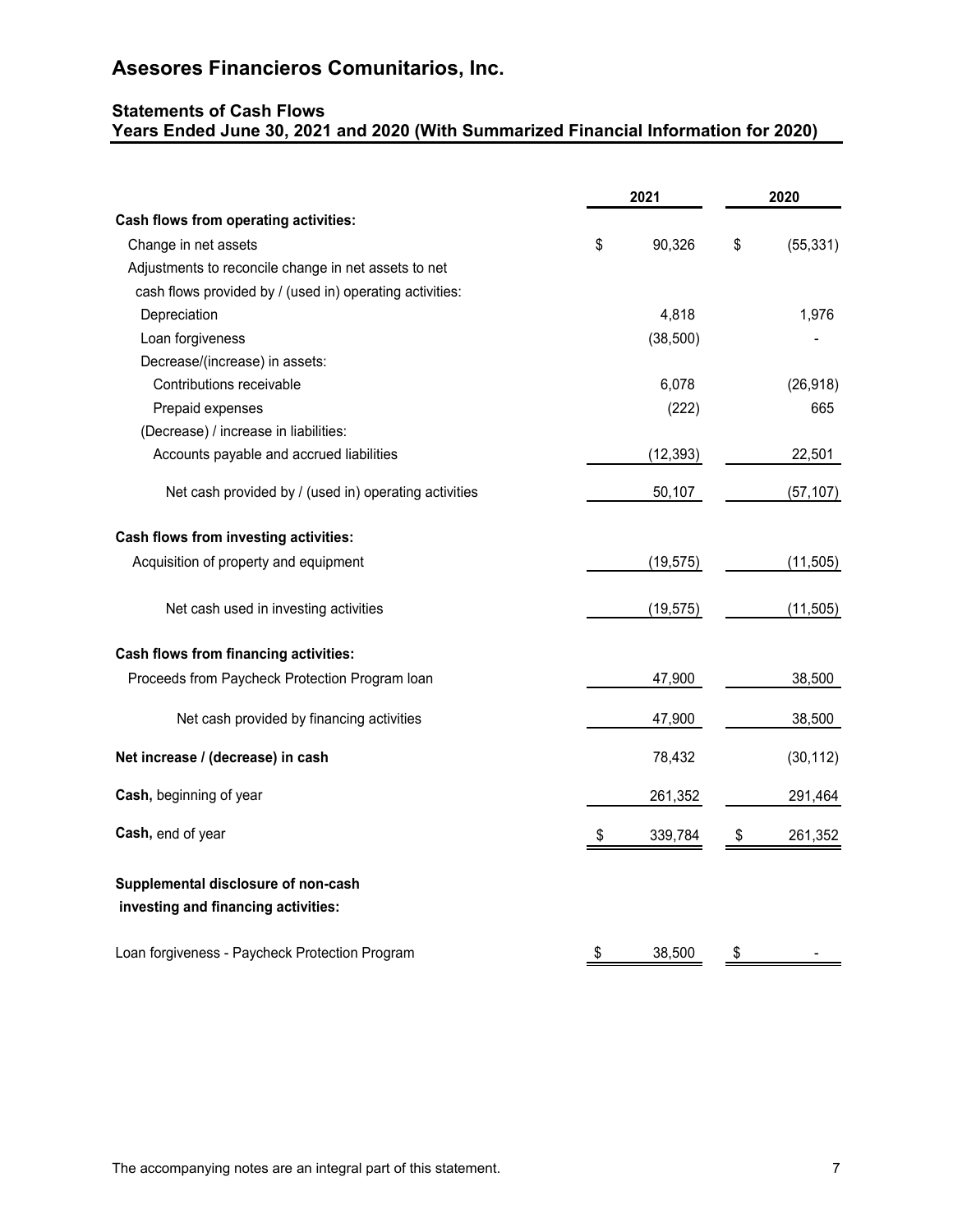# Asesores Financieros Comunitarios, Inc.

## Statements of Cash Flows
### Years Ended June 30, 2021 and 2020 (With Summarized Financial Information for 2020)

| | 2021 | 2020 |
|---|---|---|
| **Cash flows from operating activities:** | | |
| Change in net assets | $ 90,326 | $ (55,331) |
| Adjustments to reconcile change in net assets to net cash flows provided by / (used in) operating activities: | | |
| Depreciation | 4,818 | 1,976 |
| Loan forgiveness | (38,500) | - |
| Decrease/(increase) in assets: | | |
| Contributions receivable | 6,078 | (26,918) |
| Prepaid expenses | (222) | 665 |
| (Decrease) / increase in liabilities: | | |
| Accounts payable and accrued liabilities | (12,393) | 22,501 |
| Net cash provided by / (used in) operating activities | 50,107 | (57,107) |
| **Cash flows from investing activities:** | | |
| Acquisition of property and equipment | (19,575) | (11,505) |
| Net cash used in investing activities | (19,575) | (11,505) |
| **Cash flows from financing activities:** | | |
| Proceeds from Paycheck Protection Program loan | 47,900 | 38,500 |
| Net cash provided by financing activities | 47,900 | 38,500 |
| **Net increase / (decrease) in cash** | 78,432 | (30,112) |
| **Cash,** beginning of year | 261,352 | 291,464 |
| **Cash,** end of year | $ 339,784 | $ 261,352 |
| **Supplemental disclosure of non-cash investing and financing activities:** | | |
| Loan forgiveness - Paycheck Protection Program | $ 38,500 | $ - |

The accompanying notes are an integral part of this statement.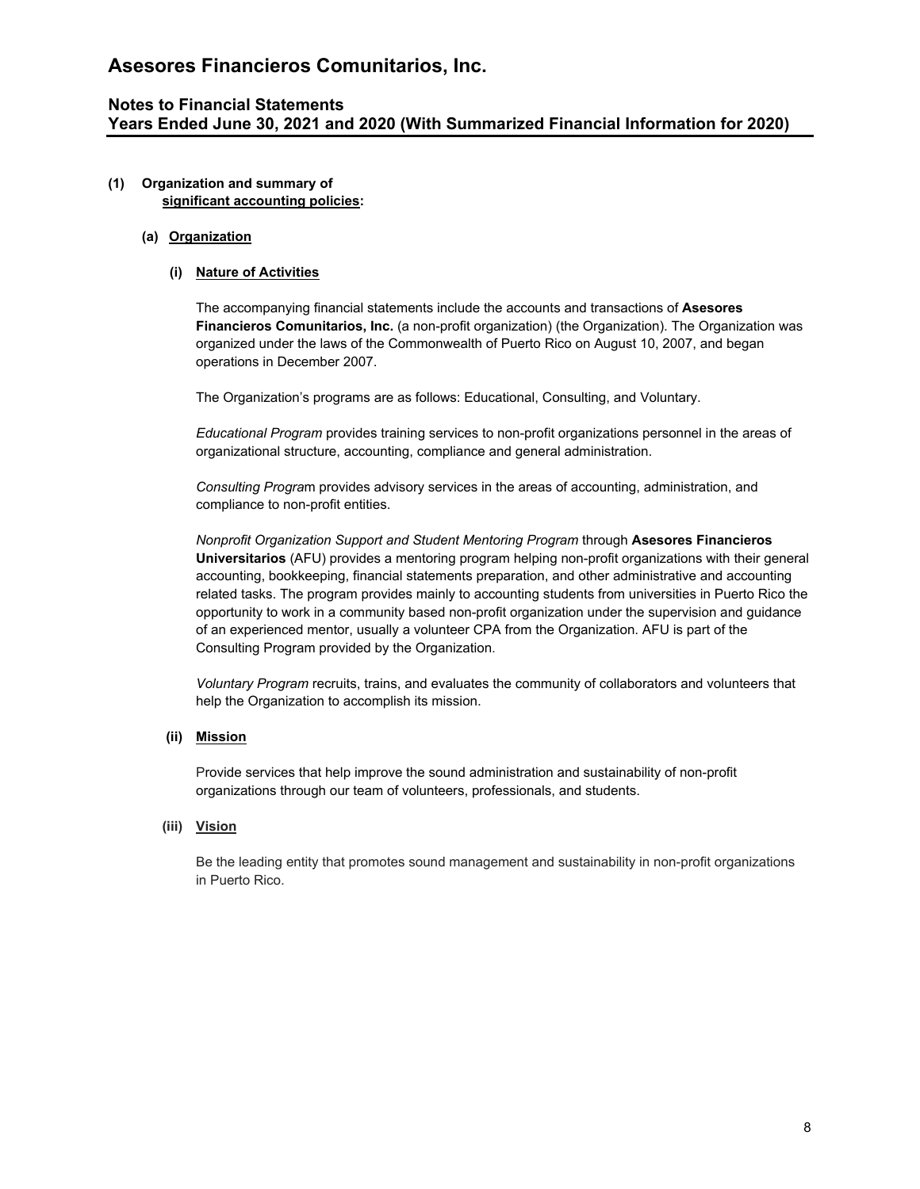# Asesores Financieros Comunitarios, Inc.

## Notes to Financial Statements
## Years Ended June 30, 2021 and 2020 (With Summarized Financial Information for 2020)

**(1) Organization and summary of significant accounting policies:**

**(a) Organization**

**(i) Nature of Activities**

The accompanying financial statements include the accounts and transactions of **Asesores Financieros Comunitarios, Inc.** (a non-profit organization) (the Organization). The Organization was organized under the laws of the Commonwealth of Puerto Rico on August 10, 2007, and began operations in December 2007.

The Organization's programs are as follows: Educational, Consulting, and Voluntary.

*Educational Program* provides training services to non-profit organizations personnel in the areas of organizational structure, accounting, compliance and general administration.

*Consulting Program* provides advisory services in the areas of accounting, administration, and compliance to non-profit entities.

*Nonprofit Organization Support and Student Mentoring Program* through **Asesores Financieros Universitarios** (AFU) provides a mentoring program helping non-profit organizations with their general accounting, bookkeeping, financial statements preparation, and other administrative and accounting related tasks. The program provides mainly to accounting students from universities in Puerto Rico the opportunity to work in a community based non-profit organization under the supervision and guidance of an experienced mentor, usually a volunteer CPA from the Organization. AFU is part of the Consulting Program provided by the Organization.

*Voluntary Program* recruits, trains, and evaluates the community of collaborators and volunteers that help the Organization to accomplish its mission.

**(ii) Mission**

Provide services that help improve the sound administration and sustainability of non-profit organizations through our team of volunteers, professionals, and students.

**(iii) Vision**

Be the leading entity that promotes sound management and sustainability in non-profit organizations in Puerto Rico.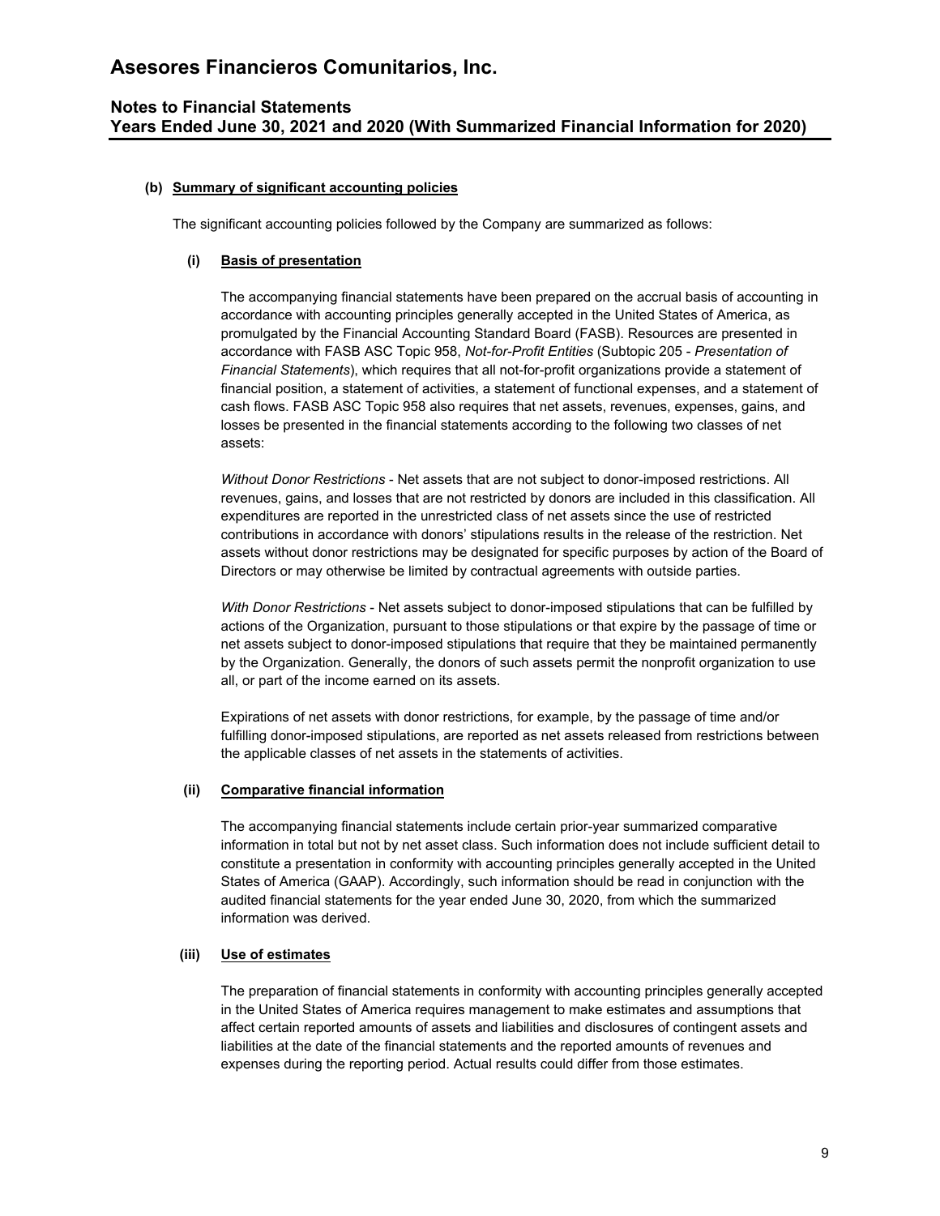#### (b) Summary of significant accounting policies

The significant accounting policies followed by the Company are summarized as follows:

##### (i) Basis of presentation

The accompanying financial statements have been prepared on the accrual basis of accounting in accordance with accounting principles generally accepted in the United States of America, as promulgated by the Financial Accounting Standard Board (FASB). Resources are presented in accordance with FASB ASC Topic 958, *Not-for-Profit Entities* (Subtopic 205 - *Presentation of Financial Statements*), which requires that all not-for-profit organizations provide a statement of financial position, a statement of activities, a statement of functional expenses, and a statement of cash flows. FASB ASC Topic 958 also requires that net assets, revenues, expenses, gains, and losses be presented in the financial statements according to the following two classes of net assets:

*Without Donor Restrictions* - Net assets that are not subject to donor-imposed restrictions. All revenues, gains, and losses that are not restricted by donors are included in this classification. All expenditures are reported in the unrestricted class of net assets since the use of restricted contributions in accordance with donors' stipulations results in the release of the restriction. Net assets without donor restrictions may be designated for specific purposes by action of the Board of Directors or may otherwise be limited by contractual agreements with outside parties.

*With Donor Restrictions* - Net assets subject to donor-imposed stipulations that can be fulfilled by actions of the Organization, pursuant to those stipulations or that expire by the passage of time or net assets subject to donor-imposed stipulations that require that they be maintained permanently by the Organization. Generally, the donors of such assets permit the nonprofit organization to use all, or part of the income earned on its assets.

Expirations of net assets with donor restrictions, for example, by the passage of time and/or fulfilling donor-imposed stipulations, are reported as net assets released from restrictions between the applicable classes of net assets in the statements of activities.

##### (ii) Comparative financial information

The accompanying financial statements include certain prior-year summarized comparative information in total but not by net asset class. Such information does not include sufficient detail to constitute a presentation in conformity with accounting principles generally accepted in the United States of America (GAAP). Accordingly, such information should be read in conjunction with the audited financial statements for the year ended June 30, 2020, from which the summarized information was derived.

##### (iii) Use of estimates

The preparation of financial statements in conformity with accounting principles generally accepted in the United States of America requires management to make estimates and assumptions that affect certain reported amounts of assets and liabilities and disclosures of contingent assets and liabilities at the date of the financial statements and the reported amounts of revenues and expenses during the reporting period. Actual results could differ from those estimates.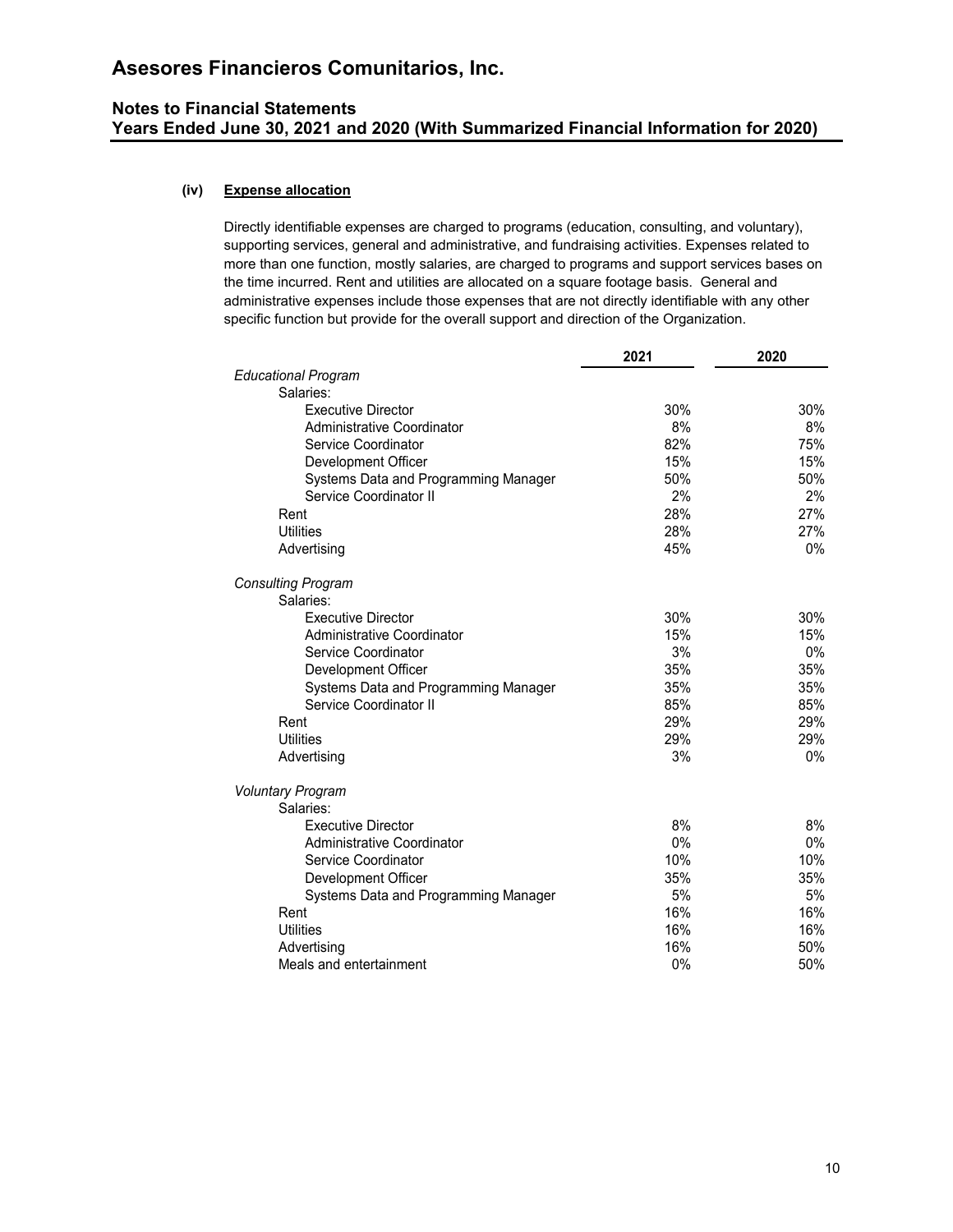**(iv) Expense allocation**

Directly identifiable expenses are charged to programs (education, consulting, and voluntary), supporting services, general and administrative, and fundraising activities. Expenses related to more than one function, mostly salaries, are charged to programs and support services bases on the time incurred. Rent and utilities are allocated on a square footage basis. General and administrative expenses include those expenses that are not directly identifiable with any other specific function but provide for the overall support and direction of the Organization.

| | 2021 | 2020 |
|---|---|---|
| *Educational Program* | | |
| Salaries: | | |
| Executive Director | 30% | 30% |
| Administrative Coordinator | 8% | 8% |
| Service Coordinator | 82% | 75% |
| Development Officer | 15% | 15% |
| Systems Data and Programming Manager | 50% | 50% |
| Service Coordinator II | 2% | 2% |
| Rent | 28% | 27% |
| Utilities | 28% | 27% |
| Advertising | 45% | 0% |
| *Consulting Program* | | |
| Salaries: | | |
| Executive Director | 30% | 30% |
| Administrative Coordinator | 15% | 15% |
| Service Coordinator | 3% | 0% |
| Development Officer | 35% | 35% |
| Systems Data and Programming Manager | 35% | 35% |
| Service Coordinator II | 85% | 85% |
| Rent | 29% | 29% |
| Utilities | 29% | 29% |
| Advertising | 3% | 0% |
| *Voluntary Program* | | |
| Salaries: | | |
| Executive Director | 8% | 8% |
| Administrative Coordinator | 0% | 0% |
| Service Coordinator | 10% | 10% |
| Development Officer | 35% | 35% |
| Systems Data and Programming Manager | 5% | 5% |
| Rent | 16% | 16% |
| Utilities | 16% | 16% |
| Advertising | 16% | 50% |
| Meals and entertainment | 0% | 50% |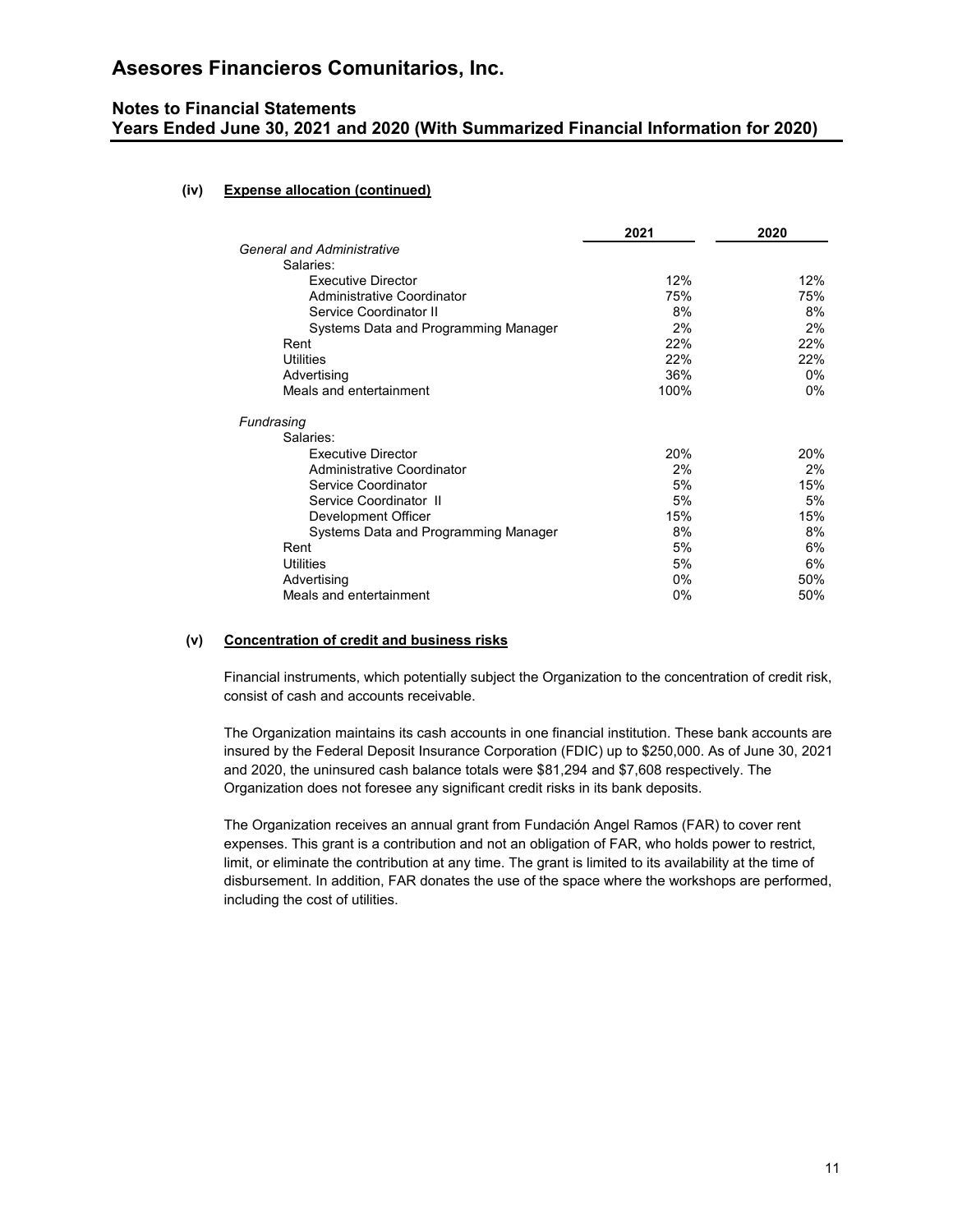# Asesores Financieros Comunitarios, Inc.

## Notes to Financial Statements
## Years Ended June 30, 2021 and 2020 (With Summarized Financial Information for 2020)

**(iv) Expense allocation (continued)**

| | 2021 | 2020 |
|---|---|---|
| *General and Administrative* | | |
| Salaries: | | |
| Executive Director | 12% | 12% |
| Administrative Coordinator | 75% | 75% |
| Service Coordinator II | 8% | 8% |
| Systems Data and Programming Manager | 2% | 2% |
| Rent | 22% | 22% |
| Utilities | 22% | 22% |
| Advertising | 36% | 0% |
| Meals and entertainment | 100% | 0% |
| *Fundrasing* | | |
| Salaries: | | |
| Executive Director | 20% | 20% |
| Administrative Coordinator | 2% | 2% |
| Service Coordinator | 5% | 15% |
| Service Coordinator II | 5% | 5% |
| Development Officer | 15% | 15% |
| Systems Data and Programming Manager | 8% | 8% |
| Rent | 5% | 6% |
| Utilities | 5% | 6% |
| Advertising | 0% | 50% |
| Meals and entertainment | 0% | 50% |

**(v) Concentration of credit and business risks**

Financial instruments, which potentially subject the Organization to the concentration of credit risk, consist of cash and accounts receivable.

The Organization maintains its cash accounts in one financial institution. These bank accounts are insured by the Federal Deposit Insurance Corporation (FDIC) up to $250,000. As of June 30, 2021 and 2020, the uninsured cash balance totals were $81,294 and $7,608 respectively. The Organization does not foresee any significant credit risks in its bank deposits.

The Organization receives an annual grant from Fundación Angel Ramos (FAR) to cover rent expenses. This grant is a contribution and not an obligation of FAR, who holds power to restrict, limit, or eliminate the contribution at any time. The grant is limited to its availability at the time of disbursement. In addition, FAR donates the use of the space where the workshops are performed, including the cost of utilities.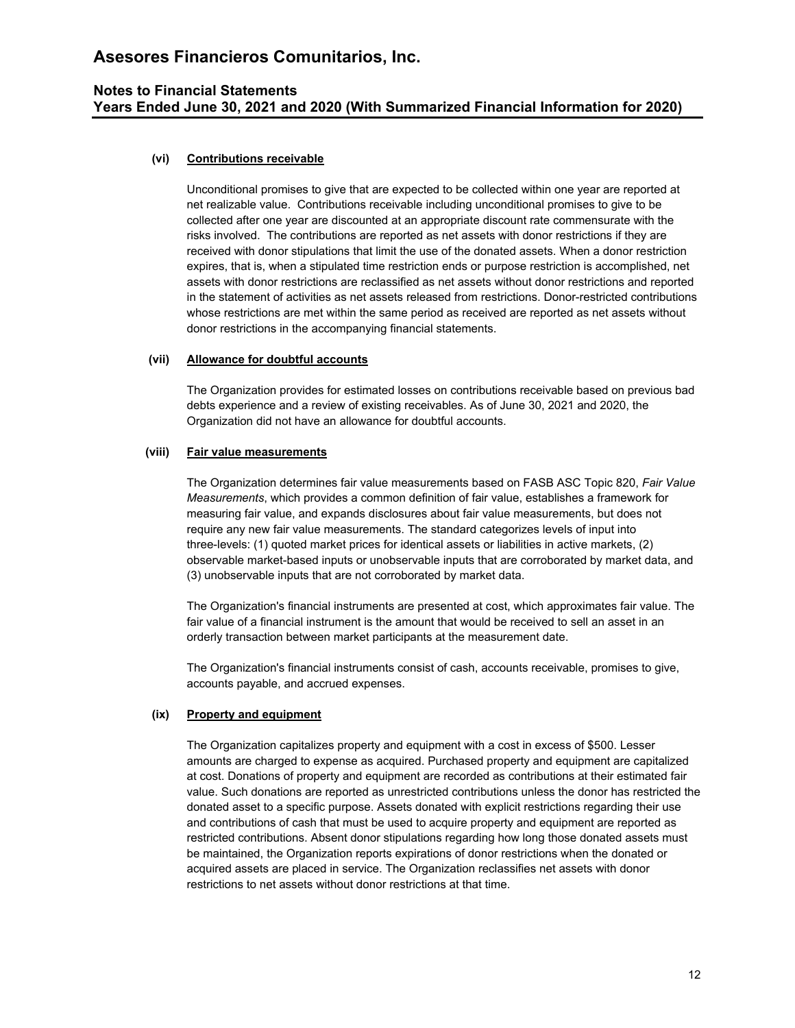#### (vi) Contributions receivable

Unconditional promises to give that are expected to be collected within one year are reported at net realizable value. Contributions receivable including unconditional promises to give to be collected after one year are discounted at an appropriate discount rate commensurate with the risks involved. The contributions are reported as net assets with donor restrictions if they are received with donor stipulations that limit the use of the donated assets. When a donor restriction expires, that is, when a stipulated time restriction ends or purpose restriction is accomplished, net assets with donor restrictions are reclassified as net assets without donor restrictions and reported in the statement of activities as net assets released from restrictions. Donor-restricted contributions whose restrictions are met within the same period as received are reported as net assets without donor restrictions in the accompanying financial statements.

#### (vii) Allowance for doubtful accounts

The Organization provides for estimated losses on contributions receivable based on previous bad debts experience and a review of existing receivables. As of June 30, 2021 and 2020, the Organization did not have an allowance for doubtful accounts.

#### (viii) Fair value measurements

The Organization determines fair value measurements based on FASB ASC Topic 820, *Fair Value Measurements*, which provides a common definition of fair value, establishes a framework for measuring fair value, and expands disclosures about fair value measurements, but does not require any new fair value measurements. The standard categorizes levels of input into three-levels: (1) quoted market prices for identical assets or liabilities in active markets, (2) observable market-based inputs or unobservable inputs that are corroborated by market data, and (3) unobservable inputs that are not corroborated by market data.

The Organization's financial instruments are presented at cost, which approximates fair value. The fair value of a financial instrument is the amount that would be received to sell an asset in an orderly transaction between market participants at the measurement date.

The Organization's financial instruments consist of cash, accounts receivable, promises to give, accounts payable, and accrued expenses.

#### (ix) Property and equipment

The Organization capitalizes property and equipment with a cost in excess of $500. Lesser amounts are charged to expense as acquired. Purchased property and equipment are capitalized at cost. Donations of property and equipment are recorded as contributions at their estimated fair value. Such donations are reported as unrestricted contributions unless the donor has restricted the donated asset to a specific purpose. Assets donated with explicit restrictions regarding their use and contributions of cash that must be used to acquire property and equipment are reported as restricted contributions. Absent donor stipulations regarding how long those donated assets must be maintained, the Organization reports expirations of donor restrictions when the donated or acquired assets are placed in service. The Organization reclassifies net assets with donor restrictions to net assets without donor restrictions at that time.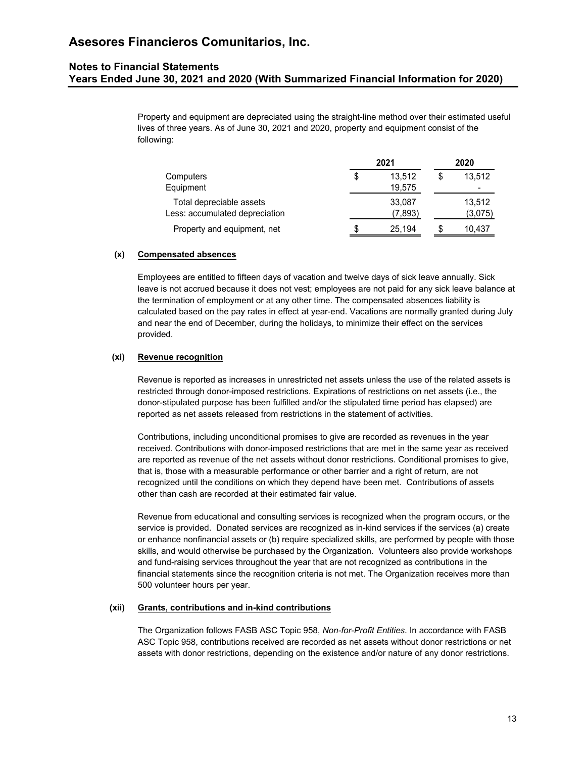Property and equipment are depreciated using the straight-line method over their estimated useful lives of three years. As of June 30, 2021 and 2020, property and equipment consist of the following:

| | 2021 | 2020 |
|---|---|---|
| Computers | $ 13,512 | $ 13,512 |
| Equipment | 19,575 | - |
| Total depreciable assets | 33,087 | 13,512 |
| Less: accumulated depreciation | (7,893) | (3,075) |
| Property and equipment, net | $ 25,194 | $ 10,437 |

**(x) Compensated absences**

Employees are entitled to fifteen days of vacation and twelve days of sick leave annually. Sick leave is not accrued because it does not vest; employees are not paid for any sick leave balance at the termination of employment or at any other time. The compensated absences liability is calculated based on the pay rates in effect at year-end. Vacations are normally granted during July and near the end of December, during the holidays, to minimize their effect on the services provided.

**(xi) Revenue recognition**

Revenue is reported as increases in unrestricted net assets unless the use of the related assets is restricted through donor-imposed restrictions. Expirations of restrictions on net assets (i.e., the donor-stipulated purpose has been fulfilled and/or the stipulated time period has elapsed) are reported as net assets released from restrictions in the statement of activities.

Contributions, including unconditional promises to give are recorded as revenues in the year received. Contributions with donor-imposed restrictions that are met in the same year as received are reported as revenue of the net assets without donor restrictions. Conditional promises to give, that is, those with a measurable performance or other barrier and a right of return, are not recognized until the conditions on which they depend have been met. Contributions of assets other than cash are recorded at their estimated fair value.

Revenue from educational and consulting services is recognized when the program occurs, or the service is provided. Donated services are recognized as in-kind services if the services (a) create or enhance nonfinancial assets or (b) require specialized skills, are performed by people with those skills, and would otherwise be purchased by the Organization. Volunteers also provide workshops and fund-raising services throughout the year that are not recognized as contributions in the financial statements since the recognition criteria is not met. The Organization receives more than 500 volunteer hours per year.

**(xii) Grants, contributions and in-kind contributions**

The Organization follows FASB ASC Topic 958, *Non-for-Profit Entities*. In accordance with FASB ASC Topic 958, contributions received are recorded as net assets without donor restrictions or net assets with donor restrictions, depending on the existence and/or nature of any donor restrictions.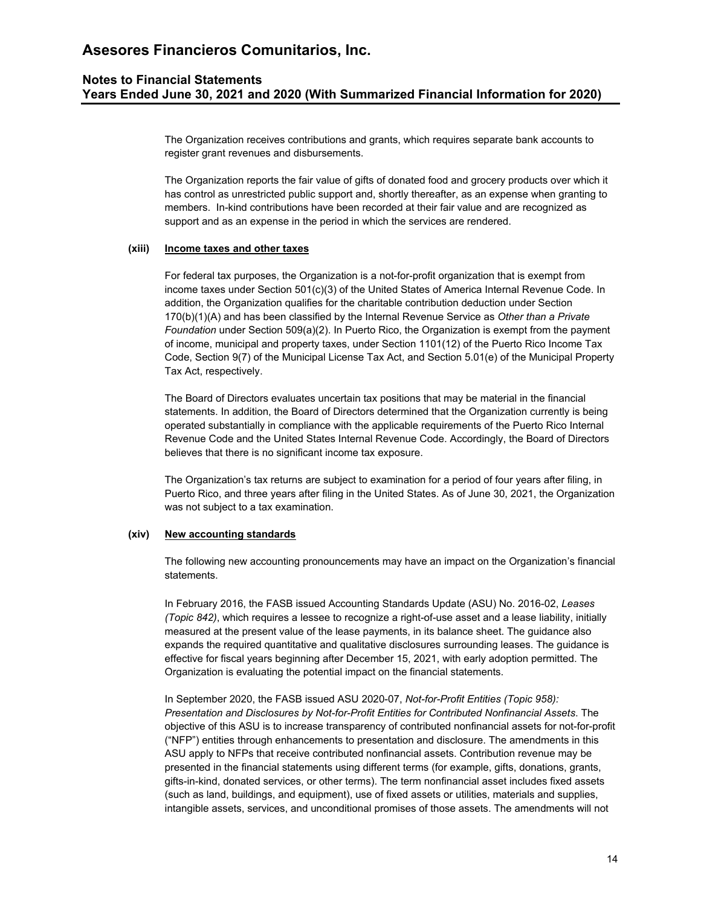The Organization receives contributions and grants, which requires separate bank accounts to register grant revenues and disbursements.

The Organization reports the fair value of gifts of donated food and grocery products over which it has control as unrestricted public support and, shortly thereafter, as an expense when granting to members. In-kind contributions have been recorded at their fair value and are recognized as support and as an expense in the period in which the services are rendered.

**(xiii) Income taxes and other taxes**

For federal tax purposes, the Organization is a not-for-profit organization that is exempt from income taxes under Section 501(c)(3) of the United States of America Internal Revenue Code. In addition, the Organization qualifies for the charitable contribution deduction under Section 170(b)(1)(A) and has been classified by the Internal Revenue Service as *Other than a Private Foundation* under Section 509(a)(2). In Puerto Rico, the Organization is exempt from the payment of income, municipal and property taxes, under Section 1101(12) of the Puerto Rico Income Tax Code, Section 9(7) of the Municipal License Tax Act, and Section 5.01(e) of the Municipal Property Tax Act, respectively.

The Board of Directors evaluates uncertain tax positions that may be material in the financial statements. In addition, the Board of Directors determined that the Organization currently is being operated substantially in compliance with the applicable requirements of the Puerto Rico Internal Revenue Code and the United States Internal Revenue Code. Accordingly, the Board of Directors believes that there is no significant income tax exposure.

The Organization's tax returns are subject to examination for a period of four years after filing, in Puerto Rico, and three years after filing in the United States. As of June 30, 2021, the Organization was not subject to a tax examination.

**(xiv) New accounting standards**

The following new accounting pronouncements may have an impact on the Organization's financial statements.

In February 2016, the FASB issued Accounting Standards Update (ASU) No. 2016-02, *Leases (Topic 842)*, which requires a lessee to recognize a right-of-use asset and a lease liability, initially measured at the present value of the lease payments, in its balance sheet. The guidance also expands the required quantitative and qualitative disclosures surrounding leases. The guidance is effective for fiscal years beginning after December 15, 2021, with early adoption permitted. The Organization is evaluating the potential impact on the financial statements.

In September 2020, the FASB issued ASU 2020-07, *Not-for-Profit Entities (Topic 958): Presentation and Disclosures by Not-for-Profit Entities for Contributed Nonfinancial Assets*. The objective of this ASU is to increase transparency of contributed nonfinancial assets for not-for-profit ("NFP") entities through enhancements to presentation and disclosure. The amendments in this ASU apply to NFPs that receive contributed nonfinancial assets. Contribution revenue may be presented in the financial statements using different terms (for example, gifts, donations, grants, gifts-in-kind, donated services, or other terms). The term nonfinancial asset includes fixed assets (such as land, buildings, and equipment), use of fixed assets or utilities, materials and supplies, intangible assets, services, and unconditional promises of those assets. The amendments will not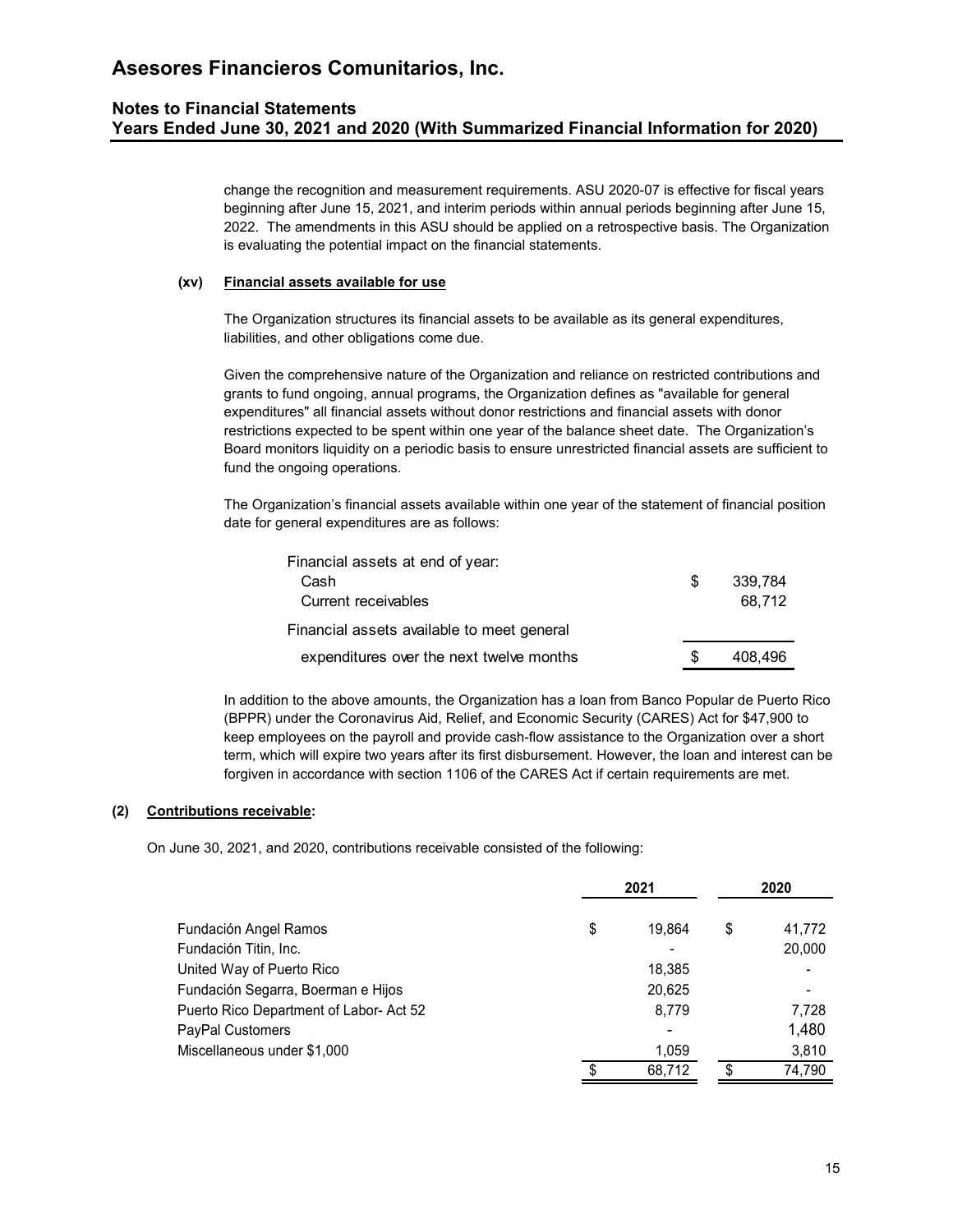change the recognition and measurement requirements. ASU 2020-07 is effective for fiscal years beginning after June 15, 2021, and interim periods within annual periods beginning after June 15, 2022. The amendments in this ASU should be applied on a retrospective basis. The Organization is evaluating the potential impact on the financial statements.

**(xv) Financial assets available for use**

The Organization structures its financial assets to be available as its general expenditures, liabilities, and other obligations come due.

Given the comprehensive nature of the Organization and reliance on restricted contributions and grants to fund ongoing, annual programs, the Organization defines as "available for general expenditures" all financial assets without donor restrictions and financial assets with donor restrictions expected to be spent within one year of the balance sheet date. The Organization's Board monitors liquidity on a periodic basis to ensure unrestricted financial assets are sufficient to fund the ongoing operations.

The Organization's financial assets available within one year of the statement of financial position date for general expenditures are as follows:

| | |
|---|---|
| Financial assets at end of year: | |
| Cash | $ 339,784 |
| Current receivables | 68,712 |
| Financial assets available to meet general expenditures over the next twelve months | $ 408,496 |

In addition to the above amounts, the Organization has a loan from Banco Popular de Puerto Rico (BPPR) under the Coronavirus Aid, Relief, and Economic Security (CARES) Act for $47,900 to keep employees on the payroll and provide cash-flow assistance to the Organization over a short term, which will expire two years after its first disbursement. However, the loan and interest can be forgiven in accordance with section 1106 of the CARES Act if certain requirements are met.

**(2) Contributions receivable:**

On June 30, 2021, and 2020, contributions receivable consisted of the following:

| | 2021 | 2020 |
|---|---|---|
| Fundación Angel Ramos | $ 19,864 | $ 41,772 |
| Fundación Titin, Inc. | - | 20,000 |
| United Way of Puerto Rico | 18,385 | - |
| Fundación Segarra, Boerman e Hijos | 20,625 | - |
| Puerto Rico Department of Labor- Act 52 | 8,779 | 7,728 |
| PayPal Customers | - | 1,480 |
| Miscellaneous under $1,000 | 1,059 | 3,810 |
| | $ 68,712 | $ 74,790 |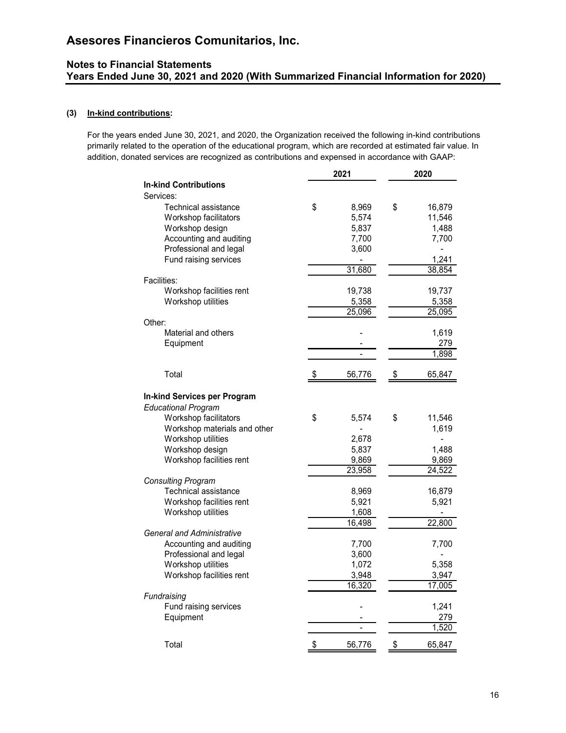# Asesores Financieros Comunitarios, Inc.

## Notes to Financial Statements
## Years Ended June 30, 2021 and 2020 (With Summarized Financial Information for 2020)

**(3) In-kind contributions:**

For the years ended June 30, 2021, and 2020, the Organization received the following in-kind contributions primarily related to the operation of the educational program, which are recorded at estimated fair value. In addition, donated services are recognized as contributions and expensed in accordance with GAAP:

| | 2021 | 2020 |
|---|---|---|
| **In-kind Contributions** | | |
| Services: | | |
| Technical assistance | $ 8,969 | $ 16,879 |
| Workshop facilitators | 5,574 | 11,546 |
| Workshop design | 5,837 | 1,488 |
| Accounting and auditing | 7,700 | 7,700 |
| Professional and legal | 3,600 | - |
| Fund raising services | - | 1,241 |
| | 31,680 | 38,854 |
| Facilities: | | |
| Workshop facilities rent | 19,738 | 19,737 |
| Workshop utilities | 5,358 | 5,358 |
| | 25,096 | 25,095 |
| Other: | | |
| Material and others | - | 1,619 |
| Equipment | - | 279 |
| | - | 1,898 |
| Total | $ 56,776 | $ 65,847 |
| **In-kind Services per Program** | | |
| *Educational Program* | | |
| Workshop facilitators | $ 5,574 | $ 11,546 |
| Workshop materials and other | - | 1,619 |
| Workshop utilities | 2,678 | - |
| Workshop design | 5,837 | 1,488 |
| Workshop facilities rent | 9,869 | 9,869 |
| | 23,958 | 24,522 |
| *Consulting Program* | | |
| Technical assistance | 8,969 | 16,879 |
| Workshop facilities rent | 5,921 | 5,921 |
| Workshop utilities | 1,608 | - |
| | 16,498 | 22,800 |
| *General and Administrative* | | |
| Accounting and auditing | 7,700 | 7,700 |
| Professional and legal | 3,600 | - |
| Workshop utilities | 1,072 | 5,358 |
| Workshop facilities rent | 3,948 | 3,947 |
| | 16,320 | 17,005 |
| *Fundraising* | | |
| Fund raising services | - | 1,241 |
| Equipment | - | 279 |
| | - | 1,520 |
| Total | $ 56,776 | $ 65,847 |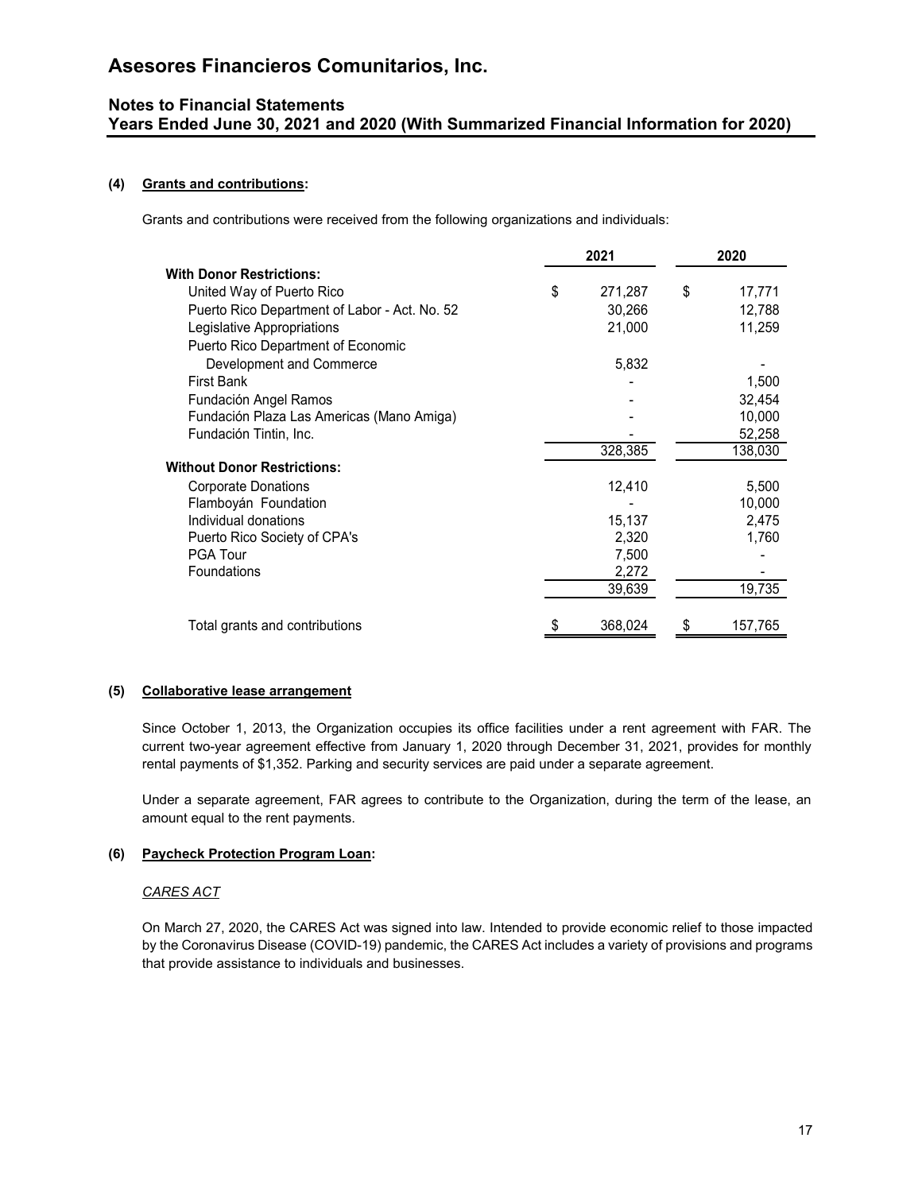#### (4) Grants and contributions:

Grants and contributions were received from the following organizations and individuals:

| | 2021 | 2020 |
|---|---|---|
| **With Donor Restrictions:** | | |
| United Way of Puerto Rico | $ 271,287 | $ 17,771 |
| Puerto Rico Department of Labor - Act. No. 52 | 30,266 | 12,788 |
| Legislative Appropriations | 21,000 | 11,259 |
| Puerto Rico Department of Economic Development and Commerce | 5,832 | - |
| First Bank | - | 1,500 |
| Fundación Angel Ramos | - | 32,454 |
| Fundación Plaza Las Americas (Mano Amiga) | - | 10,000 |
| Fundación Tintin, Inc. | - | 52,258 |
| | 328,385 | 138,030 |
| **Without Donor Restrictions:** | | |
| Corporate Donations | 12,410 | 5,500 |
| Flamboyán Foundation | - | 10,000 |
| Individual donations | 15,137 | 2,475 |
| Puerto Rico Society of CPA's | 2,320 | 1,760 |
| PGA Tour | 7,500 | - |
| Foundations | 2,272 | - |
| | 39,639 | 19,735 |
| Total grants and contributions | $ 368,024 | $ 157,765 |

#### (5) Collaborative lease arrangement

Since October 1, 2013, the Organization occupies its office facilities under a rent agreement with FAR. The current two-year agreement effective from January 1, 2020 through December 31, 2021, provides for monthly rental payments of $1,352. Parking and security services are paid under a separate agreement.

Under a separate agreement, FAR agrees to contribute to the Organization, during the term of the lease, an amount equal to the rent payments.

#### (6) Paycheck Protection Program Loan:

*CARES ACT*

On March 27, 2020, the CARES Act was signed into law. Intended to provide economic relief to those impacted by the Coronavirus Disease (COVID-19) pandemic, the CARES Act includes a variety of provisions and programs that provide assistance to individuals and businesses.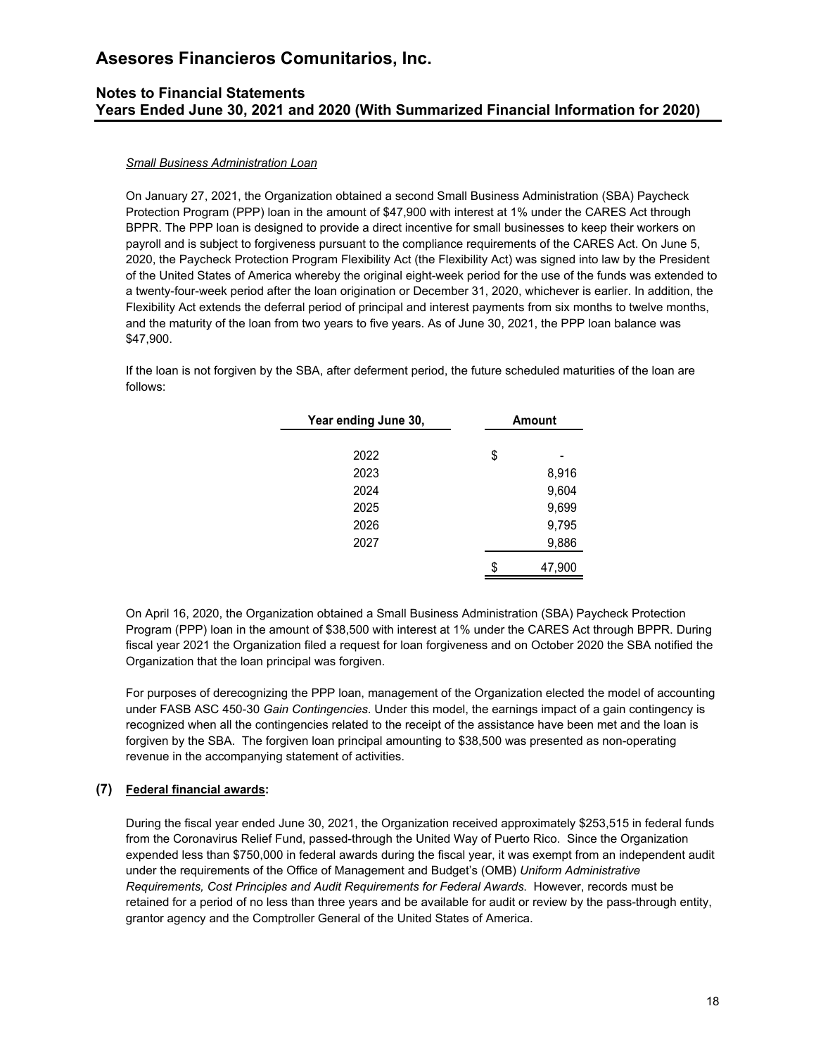*Small Business Administration Loan*

On January 27, 2021, the Organization obtained a second Small Business Administration (SBA) Paycheck Protection Program (PPP) loan in the amount of $47,900 with interest at 1% under the CARES Act through BPPR. The PPP loan is designed to provide a direct incentive for small businesses to keep their workers on payroll and is subject to forgiveness pursuant to the compliance requirements of the CARES Act. On June 5, 2020, the Paycheck Protection Program Flexibility Act (the Flexibility Act) was signed into law by the President of the United States of America whereby the original eight-week period for the use of the funds was extended to a twenty-four-week period after the loan origination or December 31, 2020, whichever is earlier. In addition, the Flexibility Act extends the deferral period of principal and interest payments from six months to twelve months, and the maturity of the loan from two years to five years. As of June 30, 2021, the PPP loan balance was $47,900.

If the loan is not forgiven by the SBA, after deferment period, the future scheduled maturities of the loan are follows:

| Year ending June 30, | Amount |
|---|---|
| 2022 | $ - |
| 2023 | 8,916 |
| 2024 | 9,604 |
| 2025 | 9,699 |
| 2026 | 9,795 |
| 2027 | 9,886 |
| | $ 47,900 |

On April 16, 2020, the Organization obtained a Small Business Administration (SBA) Paycheck Protection Program (PPP) loan in the amount of $38,500 with interest at 1% under the CARES Act through BPPR. During fiscal year 2021 the Organization filed a request for loan forgiveness and on October 2020 the SBA notified the Organization that the loan principal was forgiven.

For purposes of derecognizing the PPP loan, management of the Organization elected the model of accounting under FASB ASC 450-30 *Gain Contingencies*. Under this model, the earnings impact of a gain contingency is recognized when all the contingencies related to the receipt of the assistance have been met and the loan is forgiven by the SBA. The forgiven loan principal amounting to $38,500 was presented as non-operating revenue in the accompanying statement of activities.

## (7) Federal financial awards:

During the fiscal year ended June 30, 2021, the Organization received approximately $253,515 in federal funds from the Coronavirus Relief Fund, passed-through the United Way of Puerto Rico. Since the Organization expended less than $750,000 in federal awards during the fiscal year, it was exempt from an independent audit under the requirements of the Office of Management and Budget's (OMB) *Uniform Administrative Requirements, Cost Principles and Audit Requirements for Federal Awards*. However, records must be retained for a period of no less than three years and be available for audit or review by the pass-through entity, grantor agency and the Comptroller General of the United States of America.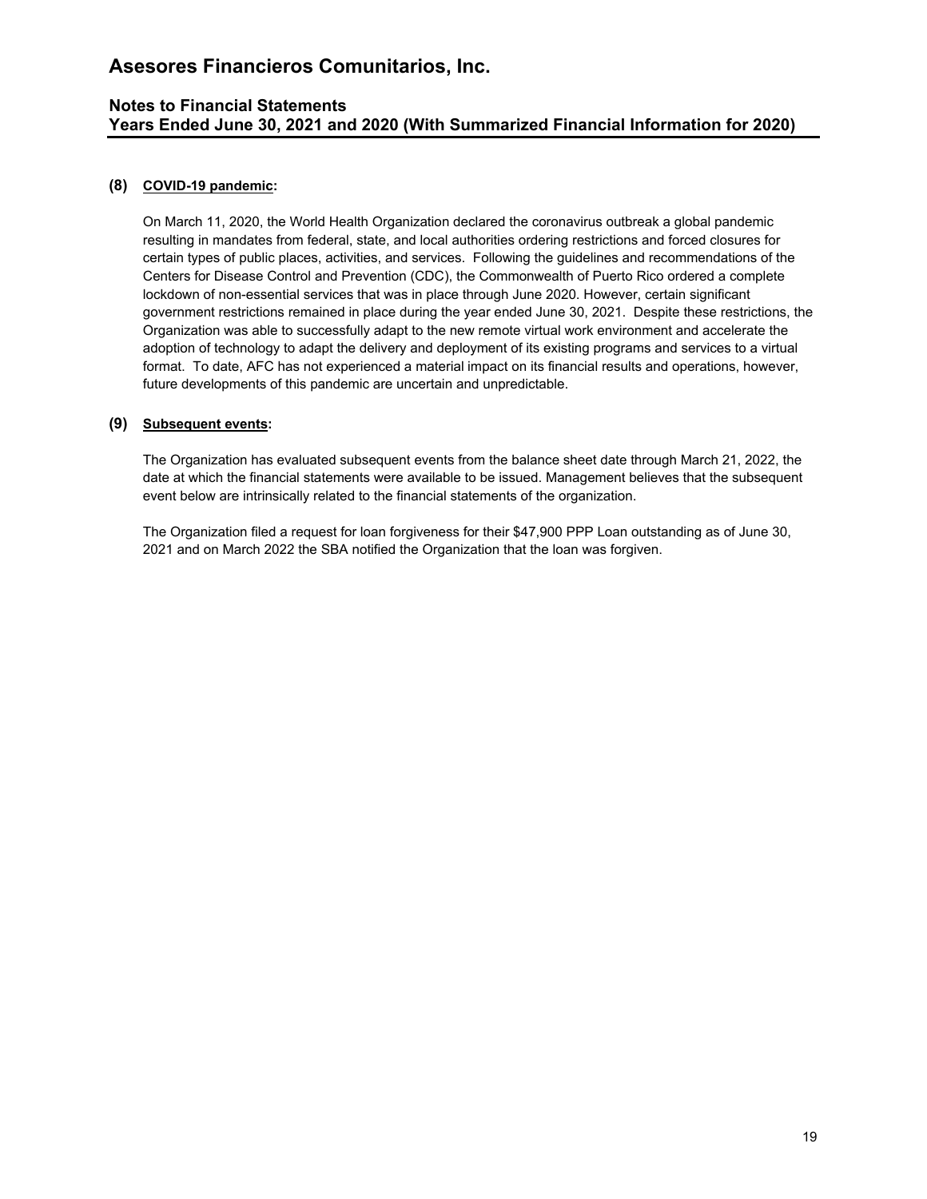# Asesores Financieros Comunitarios, Inc.

## Notes to Financial Statements
## Years Ended June 30, 2021 and 2020 (With Summarized Financial Information for 2020)

### (8) COVID-19 pandemic:

On March 11, 2020, the World Health Organization declared the coronavirus outbreak a global pandemic resulting in mandates from federal, state, and local authorities ordering restrictions and forced closures for certain types of public places, activities, and services. Following the guidelines and recommendations of the Centers for Disease Control and Prevention (CDC), the Commonwealth of Puerto Rico ordered a complete lockdown of non-essential services that was in place through June 2020. However, certain significant government restrictions remained in place during the year ended June 30, 2021. Despite these restrictions, the Organization was able to successfully adapt to the new remote virtual work environment and accelerate the adoption of technology to adapt the delivery and deployment of its existing programs and services to a virtual format. To date, AFC has not experienced a material impact on its financial results and operations, however, future developments of this pandemic are uncertain and unpredictable.

### (9) Subsequent events:

The Organization has evaluated subsequent events from the balance sheet date through March 21, 2022, the date at which the financial statements were available to be issued. Management believes that the subsequent event below are intrinsically related to the financial statements of the organization.

The Organization filed a request for loan forgiveness for their $47,900 PPP Loan outstanding as of June 30, 2021 and on March 2022 the SBA notified the Organization that the loan was forgiven.